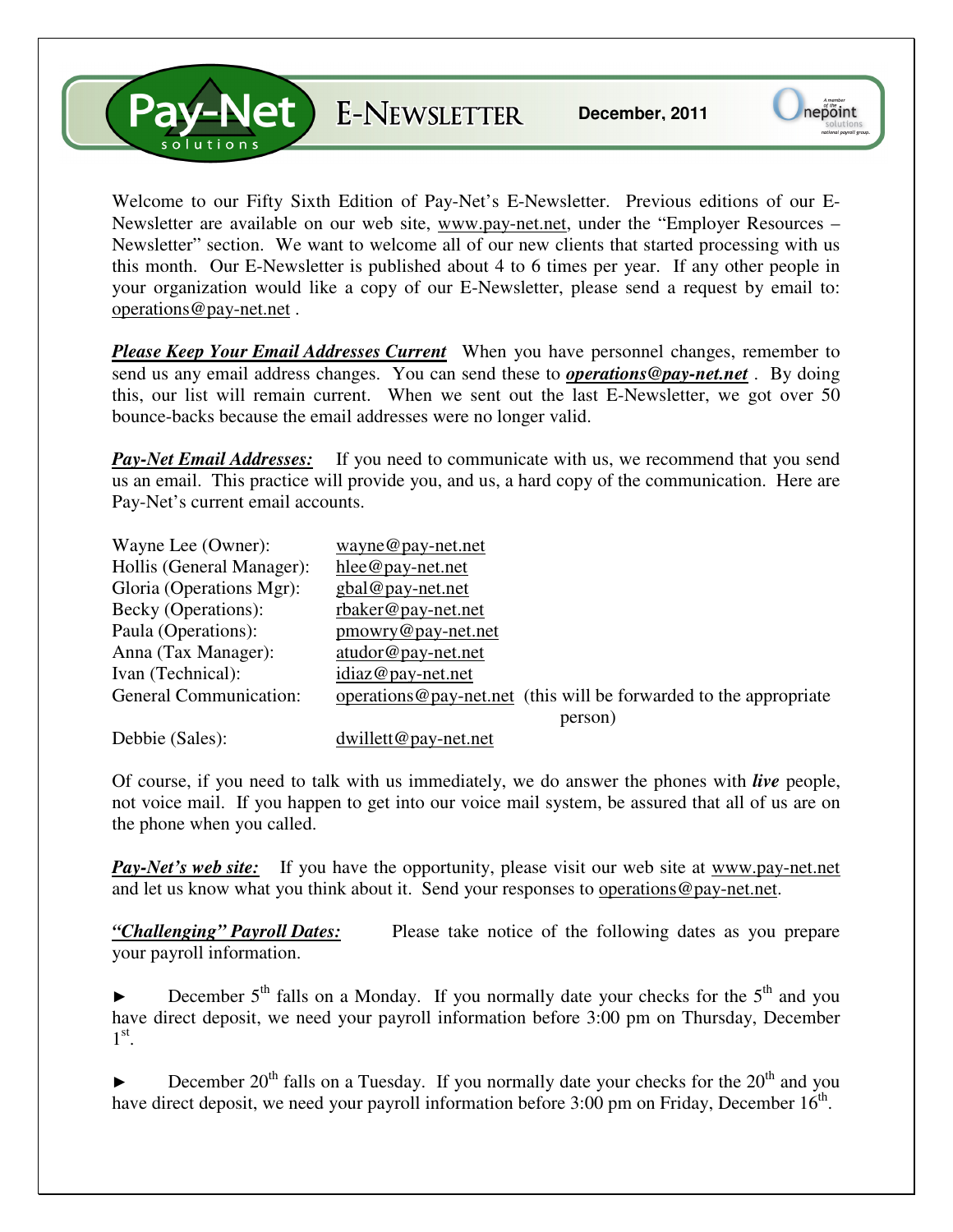# Pay-Net solutions E-NEWSLETTER

**December, 2011**

Welcome to our Fifty Sixth Edition of Pay-Net's E-Newsletter. Previous editions of our E-Newsletter are available on our web site, www.pay-net.net, under the "Employer Resources – Newsletter" section. We want to welcome all of our new clients that started processing with us this month. Our E-Newsletter is published about 4 to 6 times per year. If any other people in your organization would like a copy of our E-Newsletter, please send a request by email to: operations@pay-net.net .

***Please Keep Your Email Addresses Current*** When you have personnel changes, remember to send us any email address changes. You can send these to ***operations@pay-net.net*** . By doing this, our list will remain current. When we sent out the last E-Newsletter, we got over 50 bounce-backs because the email addresses were no longer valid.

***Pay-Net Email Addresses:*** If you need to communicate with us, we recommend that you send us an email. This practice will provide you, and us, a hard copy of the communication. Here are Pay-Net's current email accounts.

| | |
|---|---|
| Wayne Lee (Owner): | wayne@pay-net.net |
| Hollis (General Manager): | hlee@pay-net.net |
| Gloria (Operations Mgr): | gbal@pay-net.net |
| Becky (Operations): | rbaker@pay-net.net |
| Paula (Operations): | pmowry@pay-net.net |
| Anna (Tax Manager): | atudor@pay-net.net |
| Ivan (Technical): | idiaz@pay-net.net |
| General Communication: | operations@pay-net.net (this will be forwarded to the appropriate person) |
| Debbie (Sales): | dwillett@pay-net.net |

Of course, if you need to talk with us immediately, we do answer the phones with ***live*** people, not voice mail. If you happen to get into our voice mail system, be assured that all of us are on the phone when you called.

***Pay-Net's web site:*** If you have the opportunity, please visit our web site at www.pay-net.net and let us know what you think about it. Send your responses to operations@pay-net.net.

***"Challenging" Payroll Dates:*** Please take notice of the following dates as you prepare your payroll information.

► December 5th falls on a Monday. If you normally date your checks for the 5th and you have direct deposit, we need your payroll information before 3:00 pm on Thursday, December 1st.

► December 20th falls on a Tuesday. If you normally date your checks for the 20th and you have direct deposit, we need your payroll information before 3:00 pm on Friday, December 16th.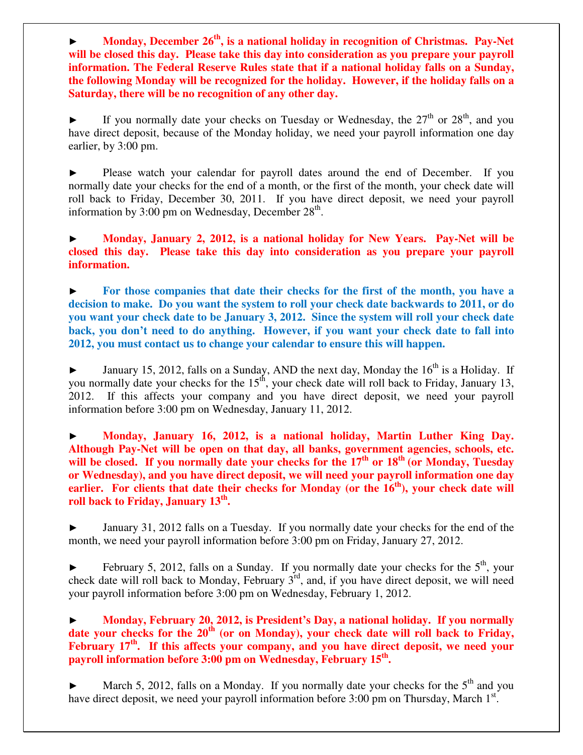► **Monday, December 26th, is a national holiday in recognition of Christmas. Pay-Net will be closed this day. Please take this day into consideration as you prepare your payroll information. The Federal Reserve Rules state that if a national holiday falls on a Sunday, the following Monday will be recognized for the holiday. However, if the holiday falls on a Saturday, there will be no recognition of any other day.**

► If you normally date your checks on Tuesday or Wednesday, the 27th or 28th, and you have direct deposit, because of the Monday holiday, we need your payroll information one day earlier, by 3:00 pm.

► Please watch your calendar for payroll dates around the end of December. If you normally date your checks for the end of a month, or the first of the month, your check date will roll back to Friday, December 30, 2011. If you have direct deposit, we need your payroll information by 3:00 pm on Wednesday, December 28th.

► **Monday, January 2, 2012, is a national holiday for New Years. Pay-Net will be closed this day. Please take this day into consideration as you prepare your payroll information.**

► **For those companies that date their checks for the first of the month, you have a decision to make. Do you want the system to roll your check date backwards to 2011, or do you want your check date to be January 3, 2012. Since the system will roll your check date back, you don't need to do anything. However, if you want your check date to fall into 2012, you must contact us to change your calendar to ensure this will happen.**

► January 15, 2012, falls on a Sunday, AND the next day, Monday the 16th is a Holiday. If you normally date your checks for the 15th, your check date will roll back to Friday, January 13, 2012. If this affects your company and you have direct deposit, we need your payroll information before 3:00 pm on Wednesday, January 11, 2012.

► **Monday, January 16, 2012, is a national holiday, Martin Luther King Day. Although Pay-Net will be open on that day, all banks, government agencies, schools, etc. will be closed. If you normally date your checks for the 17th or 18th (or Monday, Tuesday or Wednesday), and you have direct deposit, we will need your payroll information one day earlier. For clients that date their checks for Monday (or the 16th), your check date will roll back to Friday, January 13th.**

► January 31, 2012 falls on a Tuesday. If you normally date your checks for the end of the month, we need your payroll information before 3:00 pm on Friday, January 27, 2012.

► February 5, 2012, falls on a Sunday. If you normally date your checks for the 5th, your check date will roll back to Monday, February 3rd, and, if you have direct deposit, we will need your payroll information before 3:00 pm on Wednesday, February 1, 2012.

► **Monday, February 20, 2012, is President's Day, a national holiday. If you normally date your checks for the 20th (or on Monday), your check date will roll back to Friday, February 17th. If this affects your company, and you have direct deposit, we need your payroll information before 3:00 pm on Wednesday, February 15th.**

► March 5, 2012, falls on a Monday. If you normally date your checks for the 5th and you have direct deposit, we need your payroll information before 3:00 pm on Thursday, March 1st.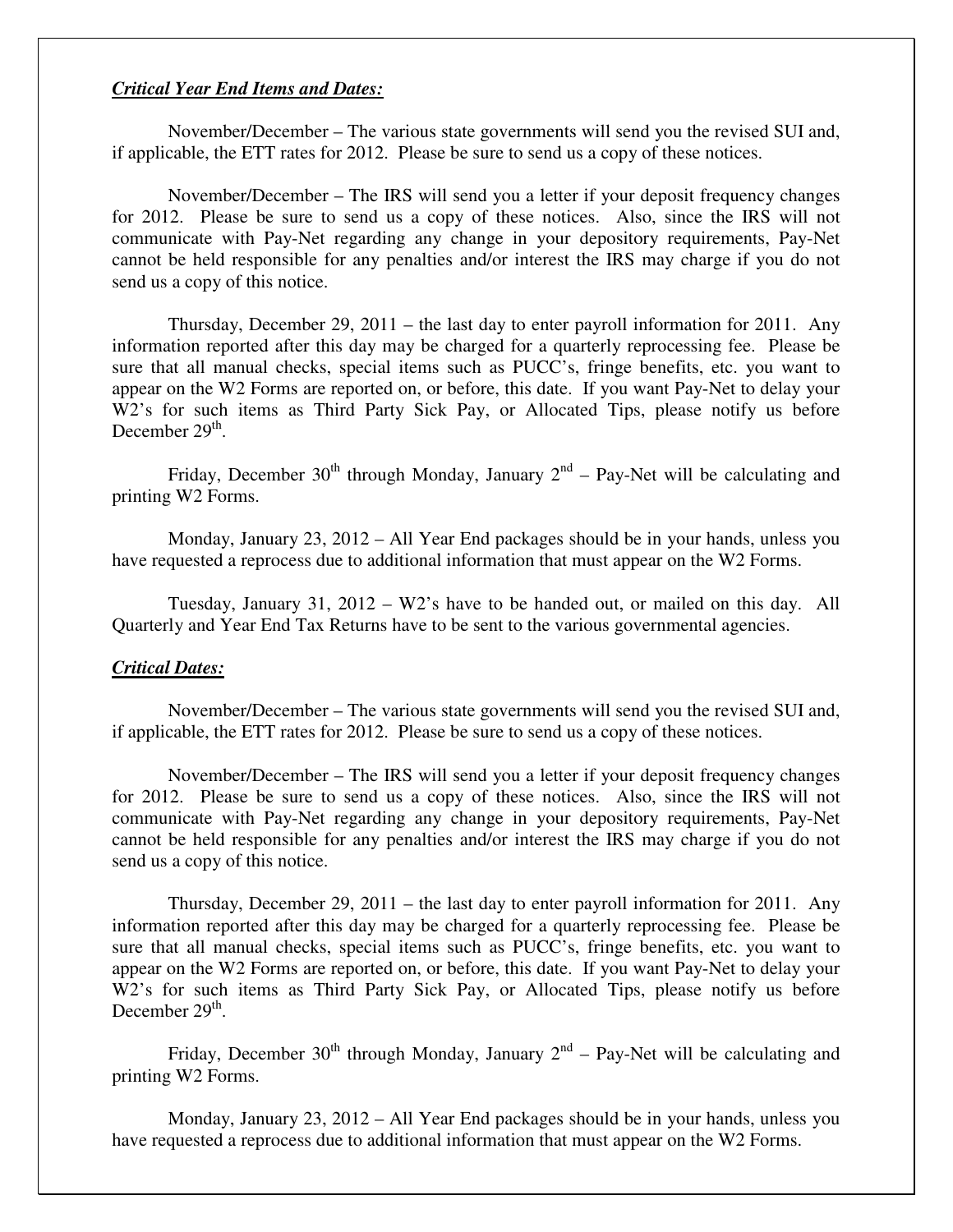***Critical Year End Items and Dates:***

November/December – The various state governments will send you the revised SUI and, if applicable, the ETT rates for 2012. Please be sure to send us a copy of these notices.

November/December – The IRS will send you a letter if your deposit frequency changes for 2012. Please be sure to send us a copy of these notices. Also, since the IRS will not communicate with Pay-Net regarding any change in your depository requirements, Pay-Net cannot be held responsible for any penalties and/or interest the IRS may charge if you do not send us a copy of this notice.

Thursday, December 29, 2011 – the last day to enter payroll information for 2011. Any information reported after this day may be charged for a quarterly reprocessing fee. Please be sure that all manual checks, special items such as PUCC's, fringe benefits, etc. you want to appear on the W2 Forms are reported on, or before, this date. If you want Pay-Net to delay your W2's for such items as Third Party Sick Pay, or Allocated Tips, please notify us before December 29th.

Friday, December 30th through Monday, January 2nd – Pay-Net will be calculating and printing W2 Forms.

Monday, January 23, 2012 – All Year End packages should be in your hands, unless you have requested a reprocess due to additional information that must appear on the W2 Forms.

Tuesday, January 31, 2012 – W2's have to be handed out, or mailed on this day. All Quarterly and Year End Tax Returns have to be sent to the various governmental agencies.

***Critical Dates:***

November/December – The various state governments will send you the revised SUI and, if applicable, the ETT rates for 2012. Please be sure to send us a copy of these notices.

November/December – The IRS will send you a letter if your deposit frequency changes for 2012. Please be sure to send us a copy of these notices. Also, since the IRS will not communicate with Pay-Net regarding any change in your depository requirements, Pay-Net cannot be held responsible for any penalties and/or interest the IRS may charge if you do not send us a copy of this notice.

Thursday, December 29, 2011 – the last day to enter payroll information for 2011. Any information reported after this day may be charged for a quarterly reprocessing fee. Please be sure that all manual checks, special items such as PUCC's, fringe benefits, etc. you want to appear on the W2 Forms are reported on, or before, this date. If you want Pay-Net to delay your W2's for such items as Third Party Sick Pay, or Allocated Tips, please notify us before December 29th.

Friday, December 30th through Monday, January 2nd – Pay-Net will be calculating and printing W2 Forms.

Monday, January 23, 2012 – All Year End packages should be in your hands, unless you have requested a reprocess due to additional information that must appear on the W2 Forms.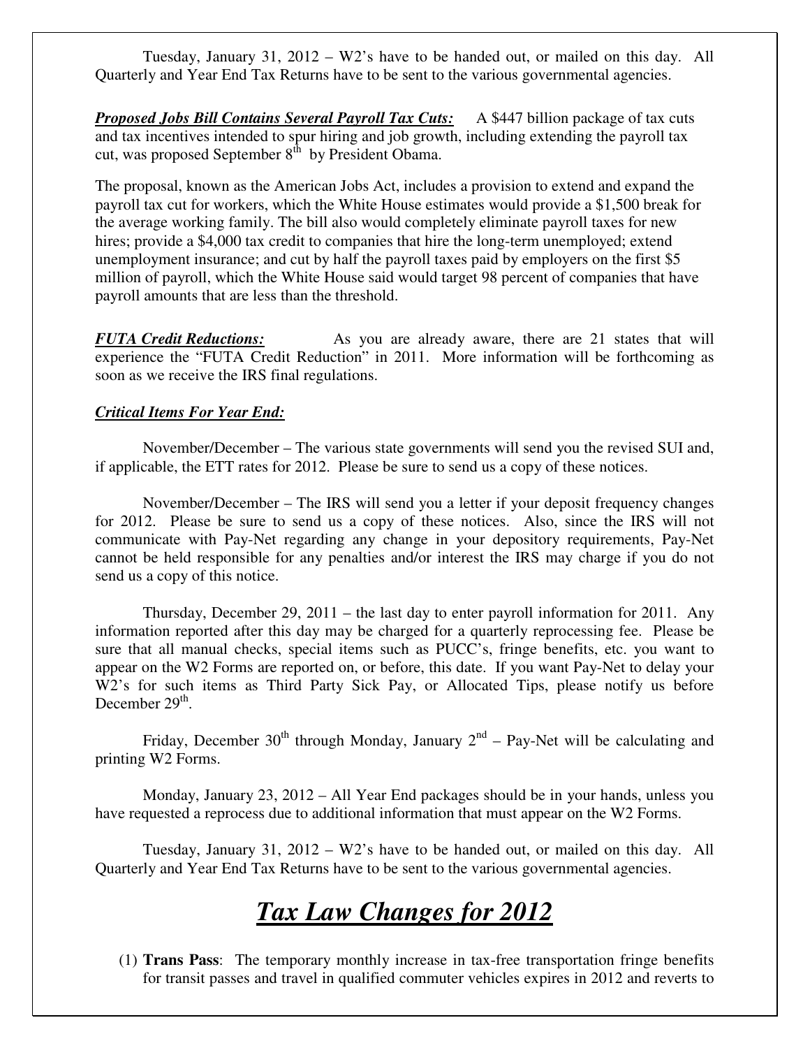Tuesday, January 31, 2012 – W2's have to be handed out, or mailed on this day. All Quarterly and Year End Tax Returns have to be sent to the various governmental agencies.

***Proposed Jobs Bill Contains Several Payroll Tax Cuts:*** A $447 billion package of tax cuts and tax incentives intended to spur hiring and job growth, including extending the payroll tax cut, was proposed September 8th by President Obama.

The proposal, known as the American Jobs Act, includes a provision to extend and expand the payroll tax cut for workers, which the White House estimates would provide a $1,500 break for the average working family. The bill also would completely eliminate payroll taxes for new hires; provide a $4,000 tax credit to companies that hire the long-term unemployed; extend unemployment insurance; and cut by half the payroll taxes paid by employers on the first $5 million of payroll, which the White House said would target 98 percent of companies that have payroll amounts that are less than the threshold.

***FUTA Credit Reductions:*** As you are already aware, there are 21 states that will experience the "FUTA Credit Reduction" in 2011. More information will be forthcoming as soon as we receive the IRS final regulations.

***Critical Items For Year End:***

November/December – The various state governments will send you the revised SUI and, if applicable, the ETT rates for 2012. Please be sure to send us a copy of these notices.

November/December – The IRS will send you a letter if your deposit frequency changes for 2012. Please be sure to send us a copy of these notices. Also, since the IRS will not communicate with Pay-Net regarding any change in your depository requirements, Pay-Net cannot be held responsible for any penalties and/or interest the IRS may charge if you do not send us a copy of this notice.

Thursday, December 29, 2011 – the last day to enter payroll information for 2011. Any information reported after this day may be charged for a quarterly reprocessing fee. Please be sure that all manual checks, special items such as PUCC's, fringe benefits, etc. you want to appear on the W2 Forms are reported on, or before, this date. If you want Pay-Net to delay your W2's for such items as Third Party Sick Pay, or Allocated Tips, please notify us before December 29th.

Friday, December 30th through Monday, January 2nd – Pay-Net will be calculating and printing W2 Forms.

Monday, January 23, 2012 – All Year End packages should be in your hands, unless you have requested a reprocess due to additional information that must appear on the W2 Forms.

Tuesday, January 31, 2012 – W2's have to be handed out, or mailed on this day. All Quarterly and Year End Tax Returns have to be sent to the various governmental agencies.

# ***Tax Law Changes for 2012***

(1) **Trans Pass**: The temporary monthly increase in tax-free transportation fringe benefits for transit passes and travel in qualified commuter vehicles expires in 2012 and reverts to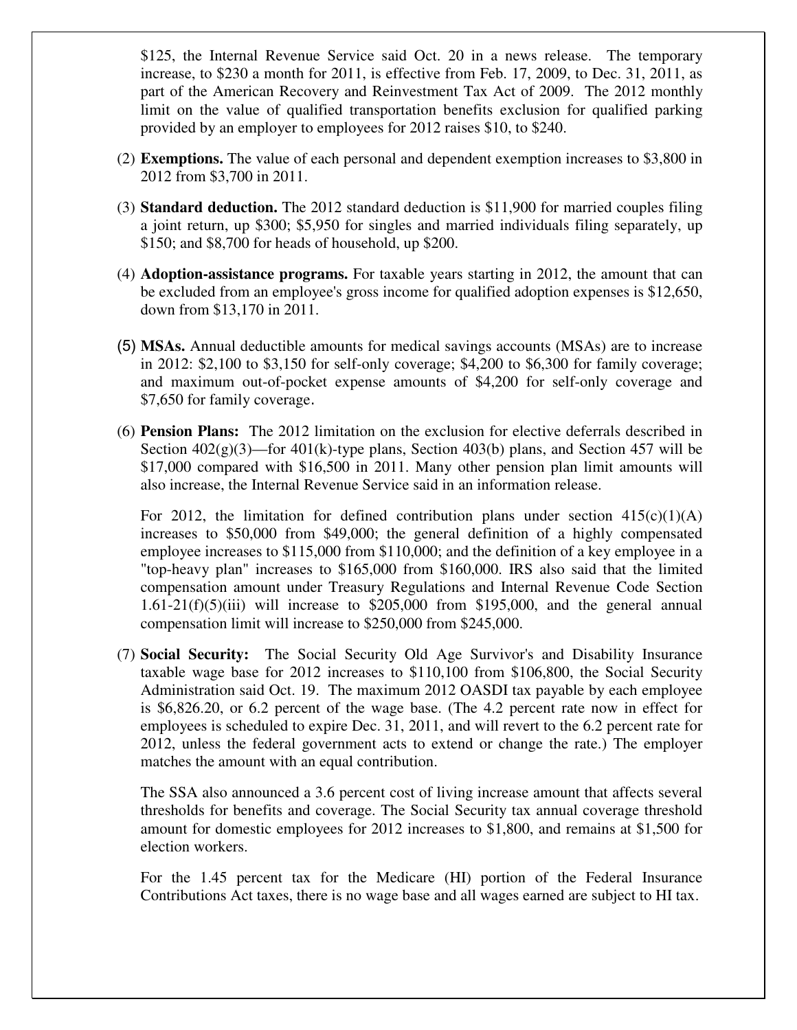$125, the Internal Revenue Service said Oct. 20 in a news release. The temporary increase, to $230 a month for 2011, is effective from Feb. 17, 2009, to Dec. 31, 2011, as part of the American Recovery and Reinvestment Tax Act of 2009. The 2012 monthly limit on the value of qualified transportation benefits exclusion for qualified parking provided by an employer to employees for 2012 raises $10, to $240.

(2) **Exemptions.** The value of each personal and dependent exemption increases to $3,800 in 2012 from $3,700 in 2011.

(3) **Standard deduction.** The 2012 standard deduction is $11,900 for married couples filing a joint return, up $300; $5,950 for singles and married individuals filing separately, up $150; and $8,700 for heads of household, up $200.

(4) **Adoption-assistance programs.** For taxable years starting in 2012, the amount that can be excluded from an employee's gross income for qualified adoption expenses is $12,650, down from $13,170 in 2011.

(5) **MSAs.** Annual deductible amounts for medical savings accounts (MSAs) are to increase in 2012: $2,100 to $3,150 for self-only coverage; $4,200 to $6,300 for family coverage; and maximum out-of-pocket expense amounts of $4,200 for self-only coverage and $7,650 for family coverage.

(6) **Pension Plans:** The 2012 limitation on the exclusion for elective deferrals described in Section 402(g)(3)—for 401(k)-type plans, Section 403(b) plans, and Section 457 will be $17,000 compared with $16,500 in 2011. Many other pension plan limit amounts will also increase, the Internal Revenue Service said in an information release.

For 2012, the limitation for defined contribution plans under section 415(c)(1)(A) increases to $50,000 from $49,000; the general definition of a highly compensated employee increases to $115,000 from $110,000; and the definition of a key employee in a "top-heavy plan" increases to $165,000 from $160,000. IRS also said that the limited compensation amount under Treasury Regulations and Internal Revenue Code Section 1.61-21(f)(5)(iii) will increase to $205,000 from $195,000, and the general annual compensation limit will increase to $250,000 from $245,000.

(7) **Social Security:** The Social Security Old Age Survivor's and Disability Insurance taxable wage base for 2012 increases to $110,100 from $106,800, the Social Security Administration said Oct. 19. The maximum 2012 OASDI tax payable by each employee is $6,826.20, or 6.2 percent of the wage base. (The 4.2 percent rate now in effect for employees is scheduled to expire Dec. 31, 2011, and will revert to the 6.2 percent rate for 2012, unless the federal government acts to extend or change the rate.) The employer matches the amount with an equal contribution.

The SSA also announced a 3.6 percent cost of living increase amount that affects several thresholds for benefits and coverage. The Social Security tax annual coverage threshold amount for domestic employees for 2012 increases to $1,800, and remains at $1,500 for election workers.

For the 1.45 percent tax for the Medicare (HI) portion of the Federal Insurance Contributions Act taxes, there is no wage base and all wages earned are subject to HI tax.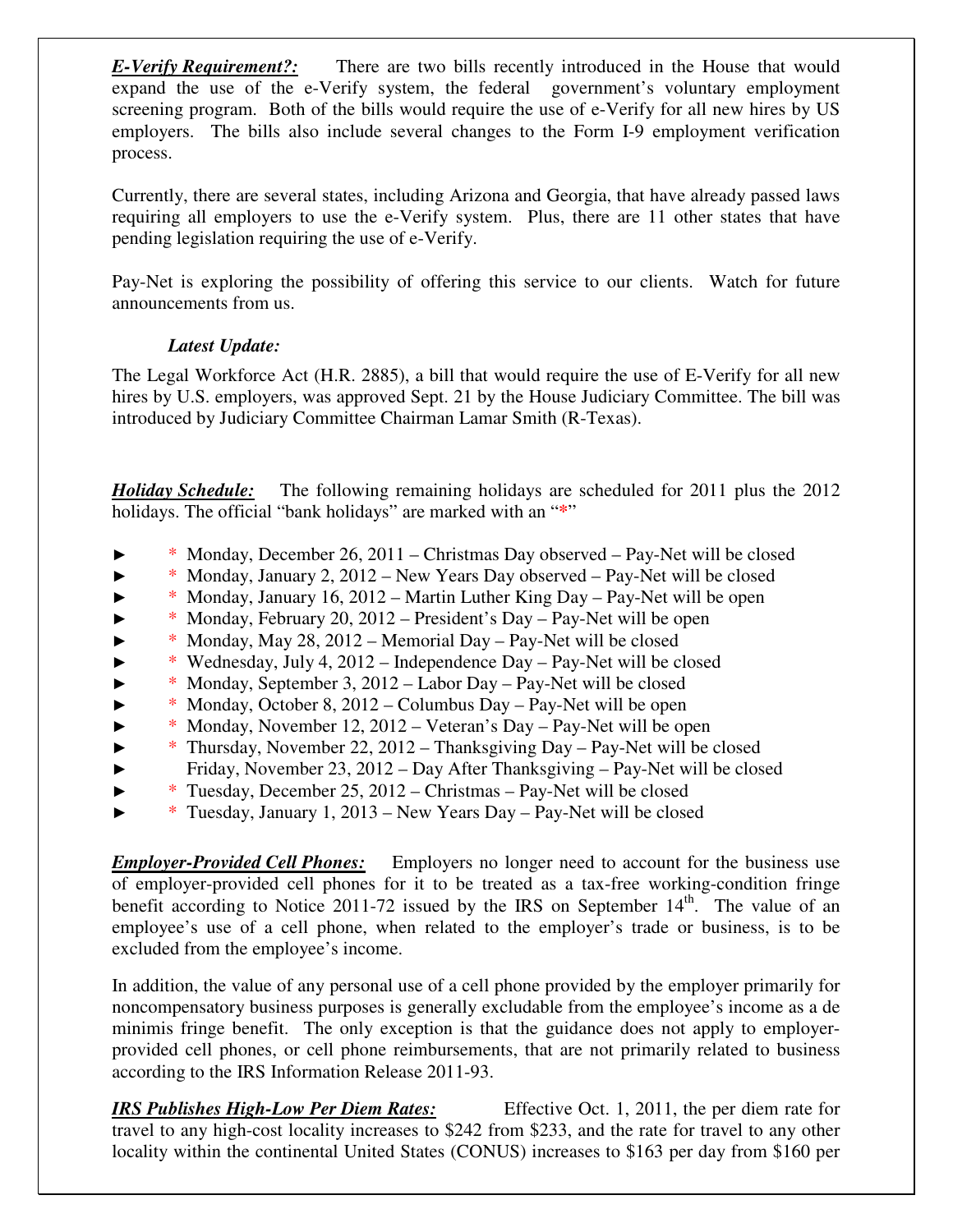***E-Verify Requirement?:*** There are two bills recently introduced in the House that would expand the use of the e-Verify system, the federal government's voluntary employment screening program. Both of the bills would require the use of e-Verify for all new hires by US employers. The bills also include several changes to the Form I-9 employment verification process.

Currently, there are several states, including Arizona and Georgia, that have already passed laws requiring all employers to use the e-Verify system. Plus, there are 11 other states that have pending legislation requiring the use of e-Verify.

Pay-Net is exploring the possibility of offering this service to our clients. Watch for future announcements from us.

***Latest Update:***

The Legal Workforce Act (H.R. 2885), a bill that would require the use of E-Verify for all new hires by U.S. employers, was approved Sept. 21 by the House Judiciary Committee. The bill was introduced by Judiciary Committee Chairman Lamar Smith (R-Texas).

***Holiday Schedule:*** The following remaining holidays are scheduled for 2011 plus the 2012 holidays. The official "bank holidays" are marked with an "*"

- ► * Monday, December 26, 2011 – Christmas Day observed – Pay-Net will be closed
- ► * Monday, January 2, 2012 – New Years Day observed – Pay-Net will be closed
- ► * Monday, January 16, 2012 – Martin Luther King Day – Pay-Net will be open
- ► * Monday, February 20, 2012 – President's Day – Pay-Net will be open
- ► * Monday, May 28, 2012 – Memorial Day – Pay-Net will be closed
- ► * Wednesday, July 4, 2012 – Independence Day – Pay-Net will be closed
- ► * Monday, September 3, 2012 – Labor Day – Pay-Net will be closed
- ► * Monday, October 8, 2012 – Columbus Day – Pay-Net will be open
- ► * Monday, November 12, 2012 – Veteran's Day – Pay-Net will be open
- ► * Thursday, November 22, 2012 – Thanksgiving Day – Pay-Net will be closed
- ► Friday, November 23, 2012 – Day After Thanksgiving – Pay-Net will be closed
- ► * Tuesday, December 25, 2012 – Christmas – Pay-Net will be closed
- ► * Tuesday, January 1, 2013 – New Years Day – Pay-Net will be closed

***Employer-Provided Cell Phones:*** Employers no longer need to account for the business use of employer-provided cell phones for it to be treated as a tax-free working-condition fringe benefit according to Notice 2011-72 issued by the IRS on September 14th. The value of an employee's use of a cell phone, when related to the employer's trade or business, is to be excluded from the employee's income.

In addition, the value of any personal use of a cell phone provided by the employer primarily for noncompensatory business purposes is generally excludable from the employee's income as a de minimis fringe benefit. The only exception is that the guidance does not apply to employer-provided cell phones, or cell phone reimbursements, that are not primarily related to business according to the IRS Information Release 2011-93.

***IRS Publishes High-Low Per Diem Rates:*** Effective Oct. 1, 2011, the per diem rate for travel to any high-cost locality increases to $242 from $233, and the rate for travel to any other locality within the continental United States (CONUS) increases to $163 per day from $160 per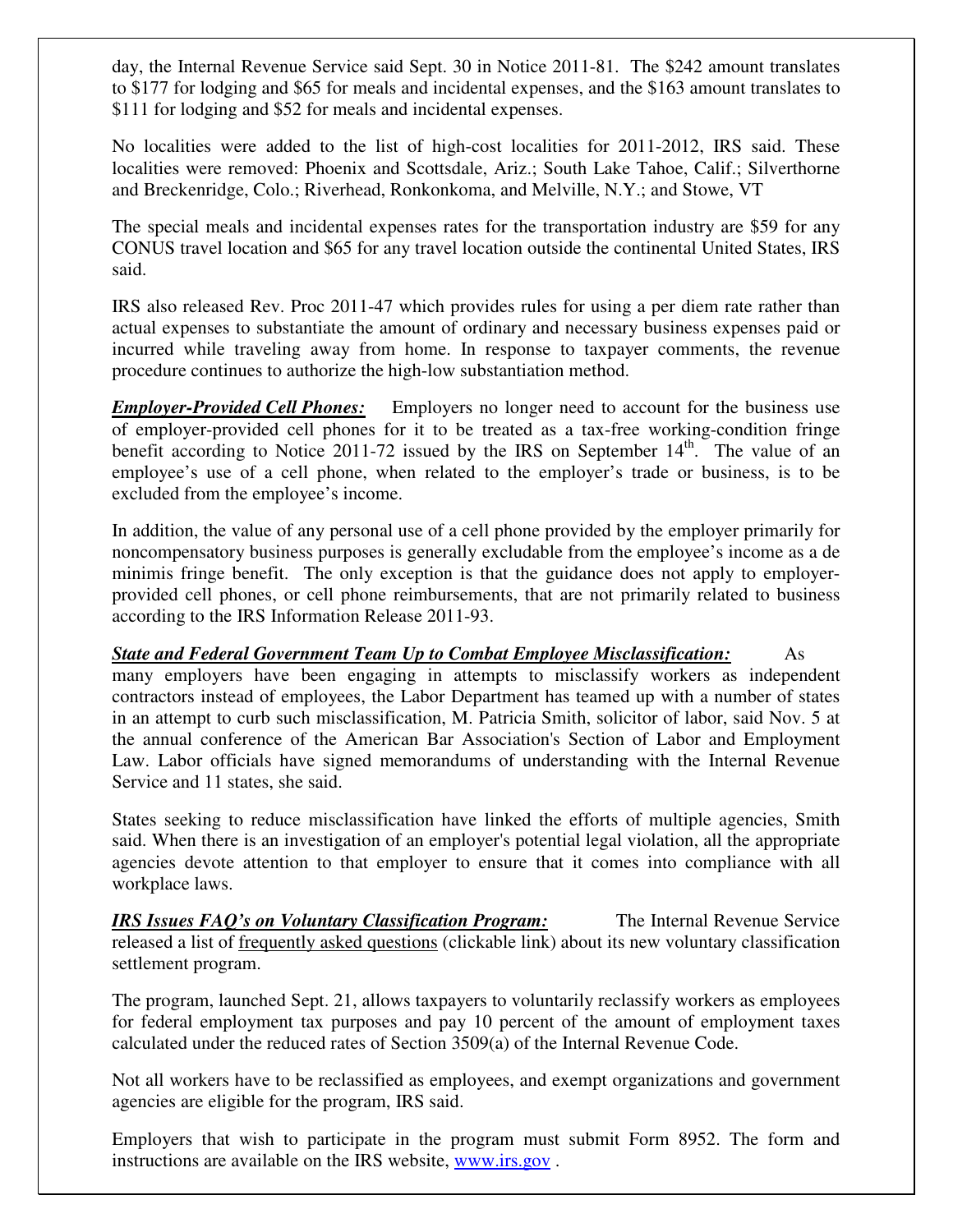day, the Internal Revenue Service said Sept. 30 in Notice 2011-81. The $242 amount translates to $177 for lodging and $65 for meals and incidental expenses, and the $163 amount translates to $111 for lodging and $52 for meals and incidental expenses.

No localities were added to the list of high-cost localities for 2011-2012, IRS said. These localities were removed: Phoenix and Scottsdale, Ariz.; South Lake Tahoe, Calif.; Silverthorne and Breckenridge, Colo.; Riverhead, Ronkonkoma, and Melville, N.Y.; and Stowe, VT

The special meals and incidental expenses rates for the transportation industry are $59 for any CONUS travel location and $65 for any travel location outside the continental United States, IRS said.

IRS also released Rev. Proc 2011-47 which provides rules for using a per diem rate rather than actual expenses to substantiate the amount of ordinary and necessary business expenses paid or incurred while traveling away from home. In response to taxpayer comments, the revenue procedure continues to authorize the high-low substantiation method.

***Employer-Provided Cell Phones:*** Employers no longer need to account for the business use of employer-provided cell phones for it to be treated as a tax-free working-condition fringe benefit according to Notice 2011-72 issued by the IRS on September 14th. The value of an employee's use of a cell phone, when related to the employer's trade or business, is to be excluded from the employee's income.

In addition, the value of any personal use of a cell phone provided by the employer primarily for noncompensatory business purposes is generally excludable from the employee's income as a de minimis fringe benefit. The only exception is that the guidance does not apply to employer-provided cell phones, or cell phone reimbursements, that are not primarily related to business according to the IRS Information Release 2011-93.

***State and Federal Government Team Up to Combat Employee Misclassification:*** As many employers have been engaging in attempts to misclassify workers as independent contractors instead of employees, the Labor Department has teamed up with a number of states in an attempt to curb such misclassification, M. Patricia Smith, solicitor of labor, said Nov. 5 at the annual conference of the American Bar Association's Section of Labor and Employment Law. Labor officials have signed memorandums of understanding with the Internal Revenue Service and 11 states, she said.

States seeking to reduce misclassification have linked the efforts of multiple agencies, Smith said. When there is an investigation of an employer's potential legal violation, all the appropriate agencies devote attention to that employer to ensure that it comes into compliance with all workplace laws.

***IRS Issues FAQ's on Voluntary Classification Program:*** The Internal Revenue Service released a list of frequently asked questions (clickable link) about its new voluntary classification settlement program.

The program, launched Sept. 21, allows taxpayers to voluntarily reclassify workers as employees for federal employment tax purposes and pay 10 percent of the amount of employment taxes calculated under the reduced rates of Section 3509(a) of the Internal Revenue Code.

Not all workers have to be reclassified as employees, and exempt organizations and government agencies are eligible for the program, IRS said.

Employers that wish to participate in the program must submit Form 8952. The form and instructions are available on the IRS website, www.irs.gov .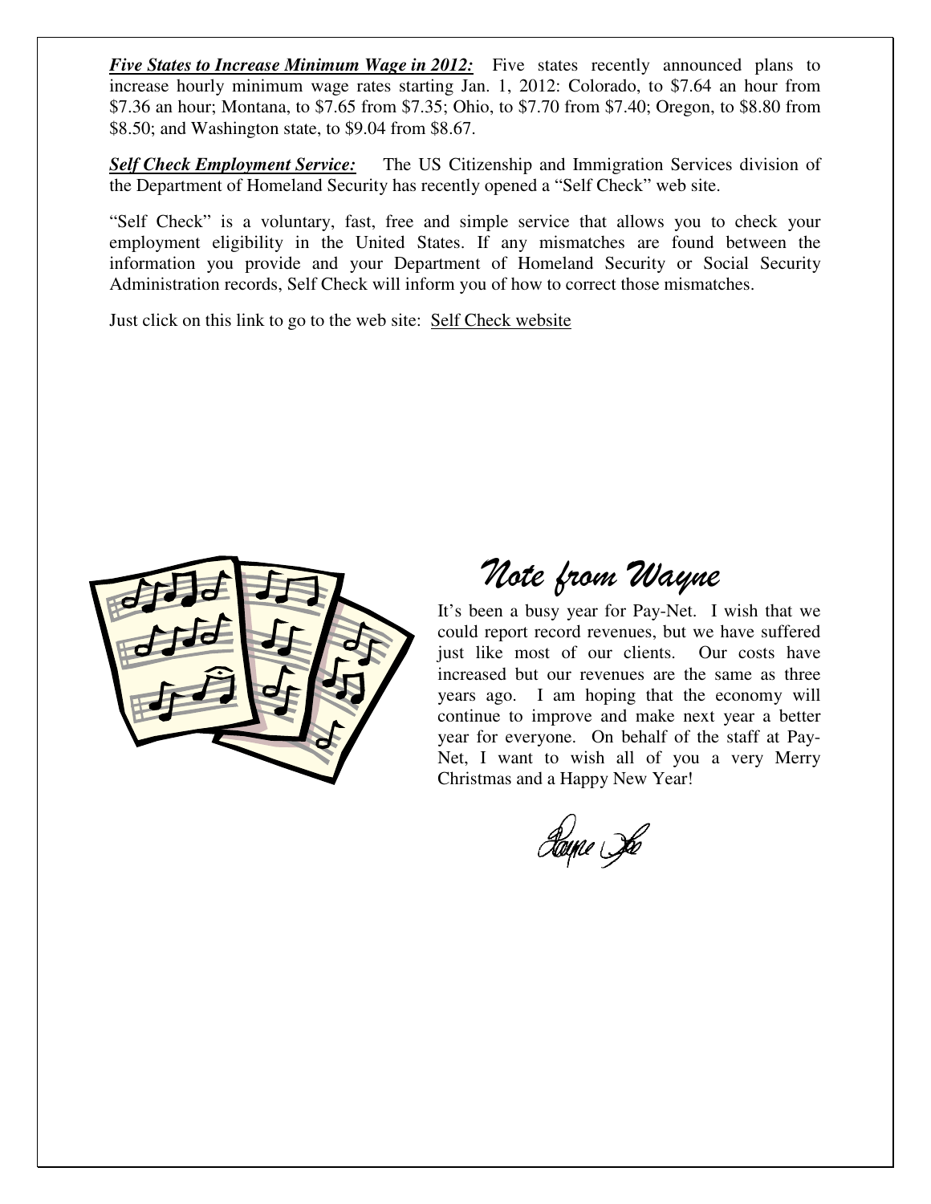***Five States to Increase Minimum Wage in 2012:*** Five states recently announced plans to increase hourly minimum wage rates starting Jan. 1, 2012: Colorado, to $7.64 an hour from $7.36 an hour; Montana, to $7.65 from $7.35; Ohio, to $7.70 from $7.40; Oregon, to $8.80 from $8.50; and Washington state, to $9.04 from $8.67.

***Self Check Employment Service:*** The US Citizenship and Immigration Services division of the Department of Homeland Security has recently opened a "Self Check" web site.

"Self Check" is a voluntary, fast, free and simple service that allows you to check your employment eligibility in the United States. If any mismatches are found between the information you provide and your Department of Homeland Security or Social Security Administration records, Self Check will inform you of how to correct those mismatches.

Just click on this link to go to the web site: Self Check website

## *Note from Wayne*

It's been a busy year for Pay-Net. I wish that we could report record revenues, but we have suffered just like most of our clients. Our costs have increased but our revenues are the same as three years ago. I am hoping that the economy will continue to improve and make next year a better year for everyone. On behalf of the staff at Pay-Net, I want to wish all of you a very Merry Christmas and a Happy New Year!

Wayne Joe